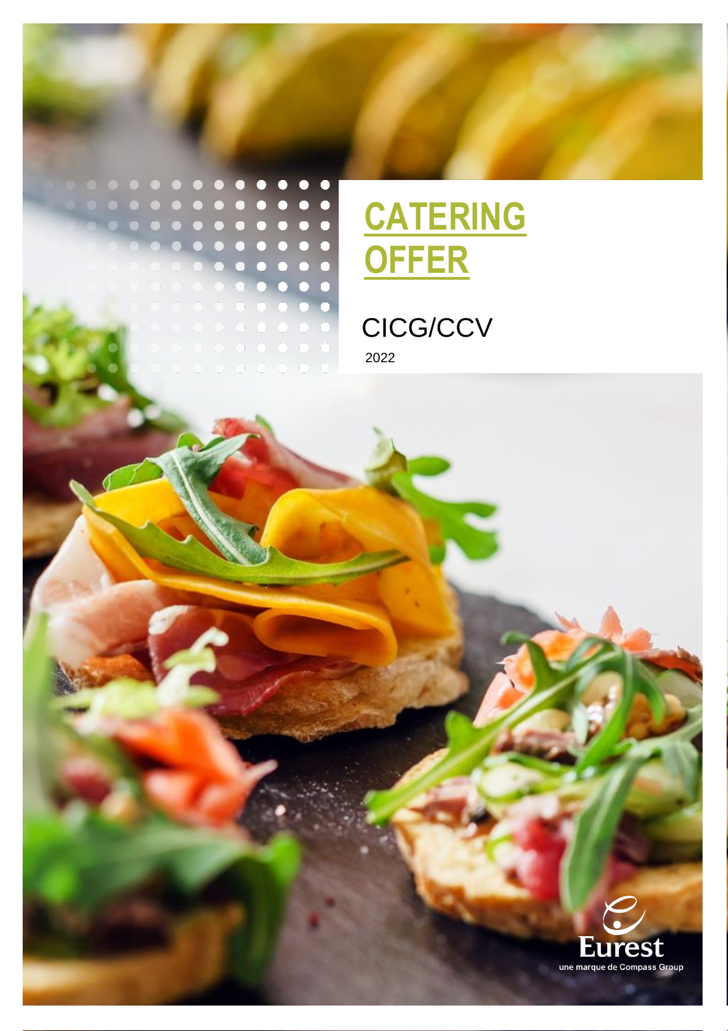# CATERING OFFER

CICG/CCV

2022

Eurest

une marque de Compass Group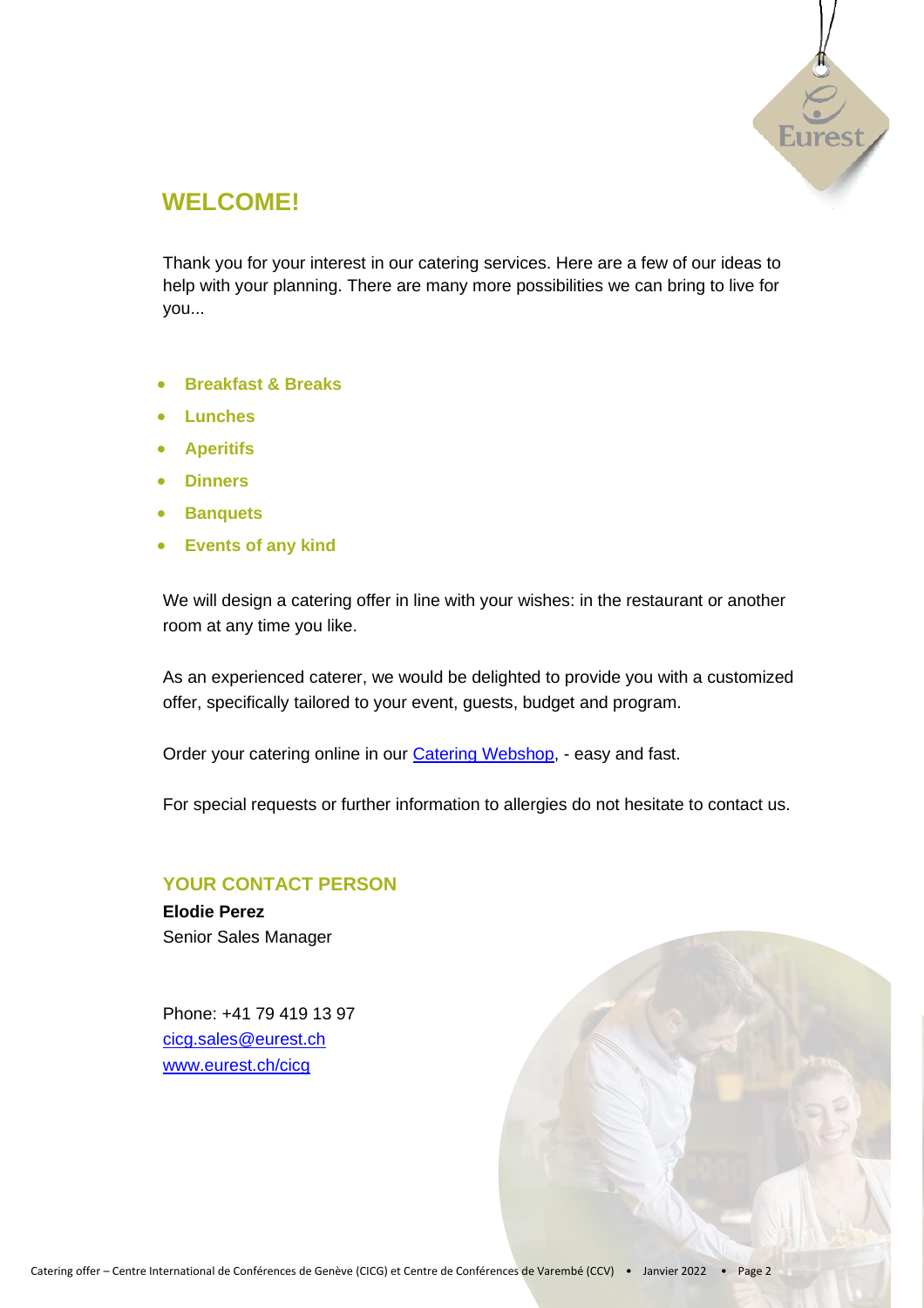## WELCOME!

Thank you for your interest in our catering services. Here are a few of our ideas to help with your planning. There are many more possibilities we can bring to live for you...

- **Breakfast & Breaks**
- **Lunches**
- **Aperitifs**
- **Dinners**
- **Banquets**
- **Events of any kind**

We will design a catering offer in line with your wishes: in the restaurant or another room at any time you like.

As an experienced caterer, we would be delighted to provide you with a customized offer, specifically tailored to your event, guests, budget and program.

Order your catering online in our Catering Webshop, - easy and fast.

For special requests or further information to allergies do not hesitate to contact us.

### YOUR CONTACT PERSON

**Elodie Perez**
Senior Sales Manager

Phone: +41 79 419 13 97
cicg.sales@eurest.ch
www.eurest.ch/cicg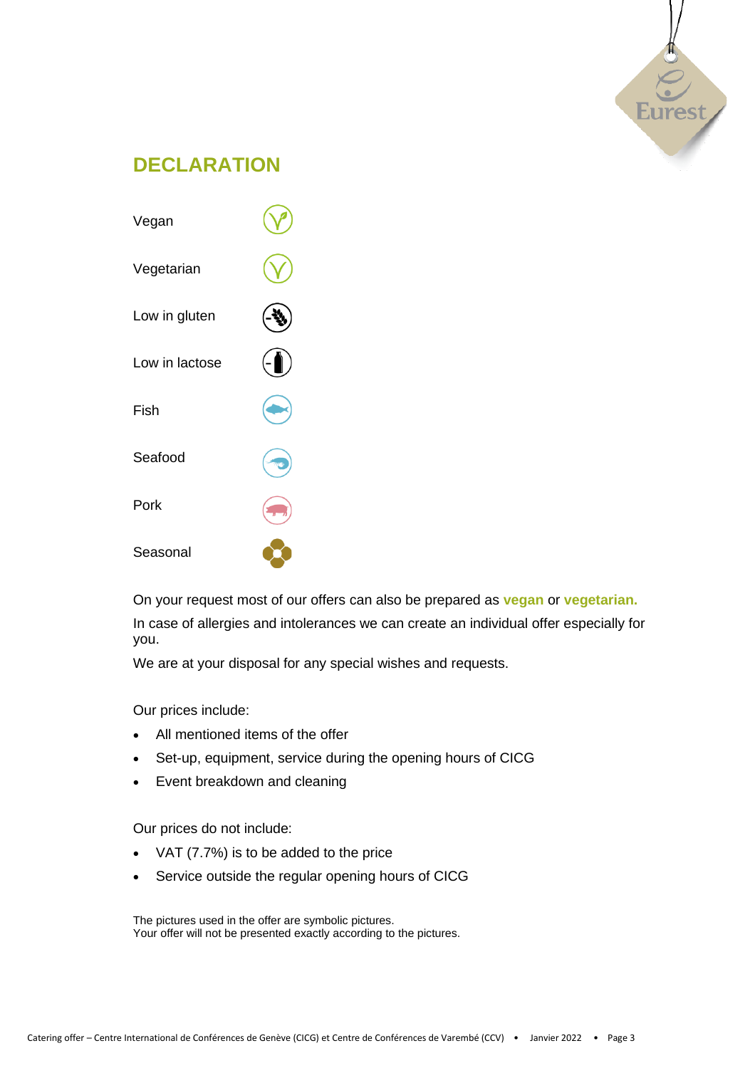## DECLARATION

Vegan

Vegetarian

Low in gluten

Low in lactose

Fish

Seafood

Pork

Seasonal

On your request most of our offers can also be prepared as **vegan** or **vegetarian.**

In case of allergies and intolerances we can create an individual offer especially for you.

We are at your disposal for any special wishes and requests.

Our prices include:

- All mentioned items of the offer
- Set-up, equipment, service during the opening hours of CICG
- Event breakdown and cleaning

Our prices do not include:

- VAT (7.7%) is to be added to the price
- Service outside the regular opening hours of CICG

The pictures used in the offer are symbolic pictures.
Your offer will not be presented exactly according to the pictures.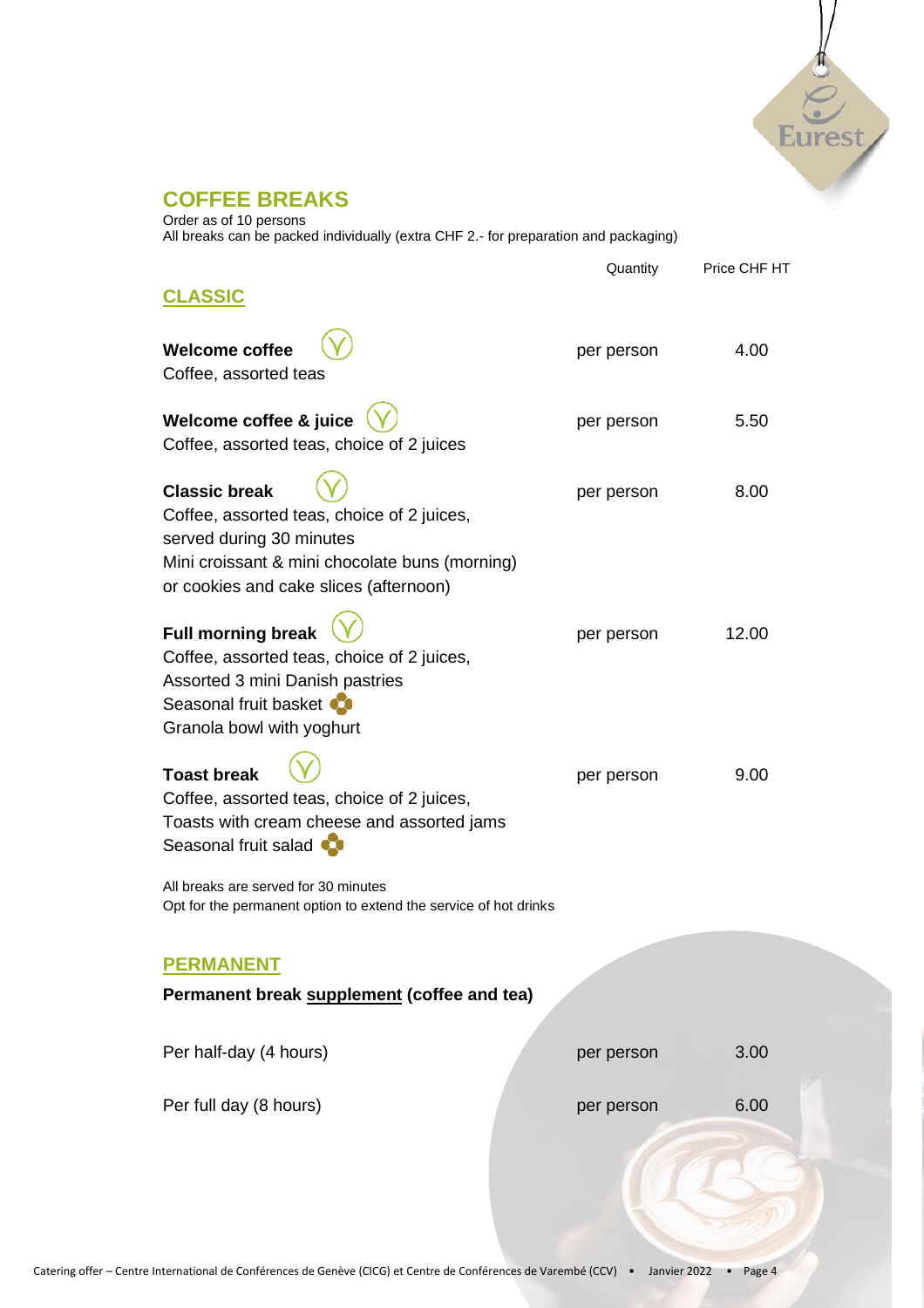## COFFEE BREAKS

Order as of 10 persons
All breaks can be packed individually (extra CHF 2.- for preparation and packaging)

| | Quantity | Price CHF HT |
|---|---|---|
| **CLASSIC** | | |
| **Welcome coffee**<br>Coffee, assorted teas | per person | 4.00 |
| **Welcome coffee & juice**<br>Coffee, assorted teas, choice of 2 juices | per person | 5.50 |
| **Classic break**<br>Coffee, assorted teas, choice of 2 juices, served during 30 minutes<br>Mini croissant & mini chocolate buns (morning) or cookies and cake slices (afternoon) | per person | 8.00 |
| **Full morning break**<br>Coffee, assorted teas, choice of 2 juices,<br>Assorted 3 mini Danish pastries<br>Seasonal fruit basket<br>Granola bowl with yoghurt | per person | 12.00 |
| **Toast break**<br>Coffee, assorted teas, choice of 2 juices,<br>Toasts with cream cheese and assorted jams<br>Seasonal fruit salad | per person | 9.00 |

All breaks are served for 30 minutes
Opt for the permanent option to extend the service of hot drinks

### PERMANENT

**Permanent break supplement (coffee and tea)**

| | Quantity | Price CHF HT |
|---|---|---|
| Per half-day (4 hours) | per person | 3.00 |
| Per full day (8 hours) | per person | 6.00 |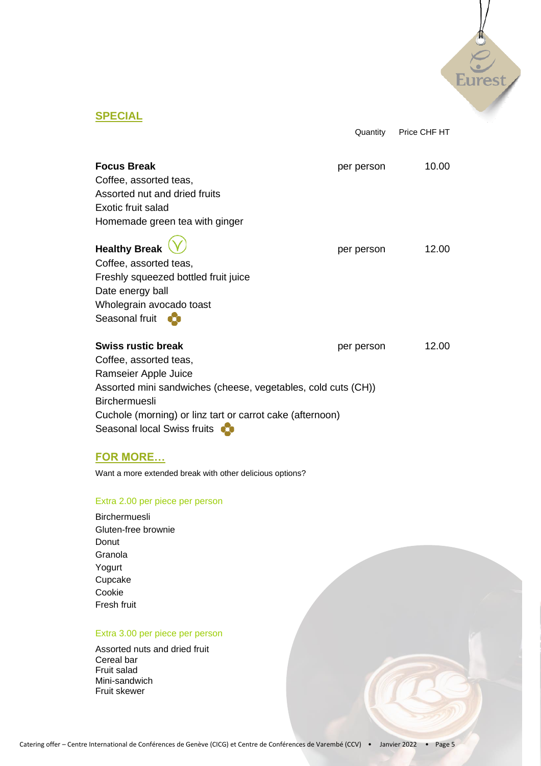## SPECIAL

| | Quantity | Price CHF HT |
|---|---|---|
| **Focus Break**<br>Coffee, assorted teas,<br>Assorted nut and dried fruits<br>Exotic fruit salad<br>Homemade green tea with ginger | per person | 10.00 |
| **Healthy Break**<br>Coffee, assorted teas,<br>Freshly squeezed bottled fruit juice<br>Date energy ball<br>Wholegrain avocado toast<br>Seasonal fruit | per person | 12.00 |
| **Swiss rustic break**<br>Coffee, assorted teas,<br>Ramseier Apple Juice<br>Assorted mini sandwiches (cheese, vegetables, cold cuts (CH))<br>Birchermuesli<br>Cuchole (morning) or linz tart or carrot cake (afternoon)<br>Seasonal local Swiss fruits | per person | 12.00 |

## FOR MORE…

Want a more extended break with other delicious options?

### Extra 2.00 per piece per person

Birchermuesli
Gluten-free brownie
Donut
Granola
Yogurt
Cupcake
Cookie
Fresh fruit

### Extra 3.00 per piece per person

Assorted nuts and dried fruit
Cereal bar
Fruit salad
Mini-sandwich
Fruit skewer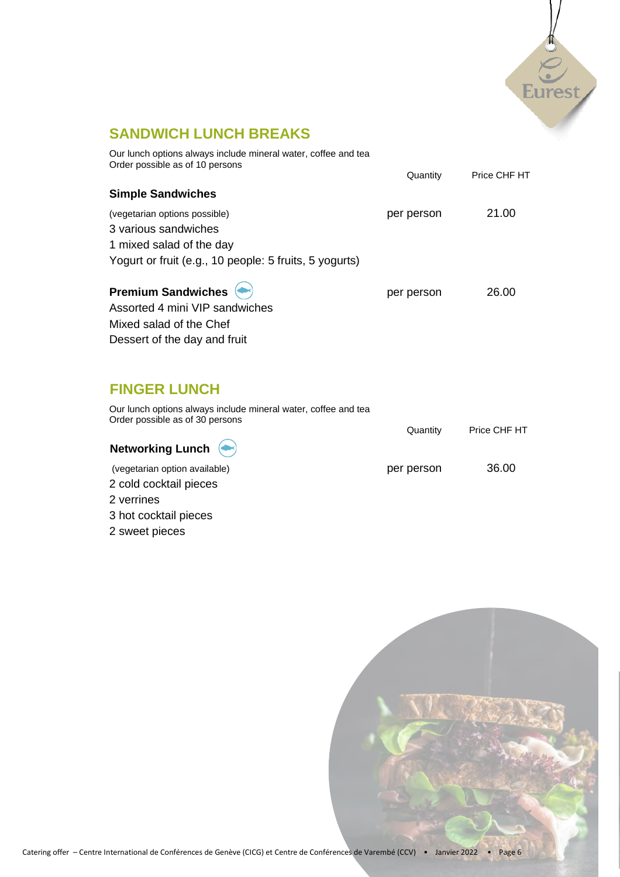## SANDWICH LUNCH BREAKS

Our lunch options always include mineral water, coffee and tea
Order possible as of 10 persons

| | Quantity | Price CHF HT |
|---|---|---|
| **Simple Sandwiches** | | |
| (vegetarian options possible)<br>3 various sandwiches<br>1 mixed salad of the day<br>Yogurt or fruit (e.g., 10 people: 5 fruits, 5 yogurts) | per person | 21.00 |
| **Premium Sandwiches**<br>Assorted 4 mini VIP sandwiches<br>Mixed salad of the Chef<br>Dessert of the day and fruit | per person | 26.00 |

## FINGER LUNCH

Our lunch options always include mineral water, coffee and tea
Order possible as of 30 persons

| | Quantity | Price CHF HT |
|---|---|---|
| **Networking Lunch** | | |
| (vegetarian option available)<br>2 cold cocktail pieces<br>2 verrines<br>3 hot cocktail pieces<br>2 sweet pieces | per person | 36.00 |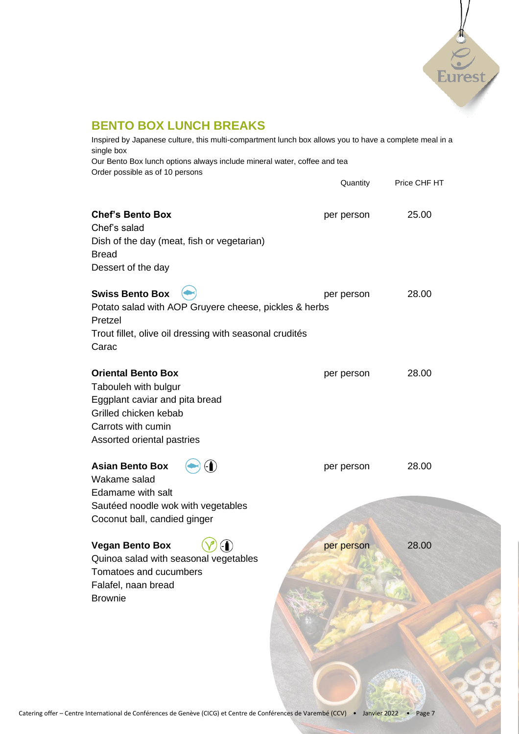## BENTO BOX LUNCH BREAKS

Inspired by Japanese culture, this multi-compartment lunch box allows you to have a complete meal in a single box

Our Bento Box lunch options always include mineral water, coffee and tea

Order possible as of 10 persons

| | Quantity | Price CHF HT |
|---|---|---|
| **Chef's Bento Box**<br>Chef's salad<br>Dish of the day (meat, fish or vegetarian)<br>Bread<br>Dessert of the day | per person | 25.00 |
| **Swiss Bento Box**<br>Potato salad with AOP Gruyere cheese, pickles & herbs<br>Pretzel<br>Trout fillet, olive oil dressing with seasonal crudités<br>Carac | per person | 28.00 |
| **Oriental Bento Box**<br>Tabouleh with bulgur<br>Eggplant caviar and pita bread<br>Grilled chicken kebab<br>Carrots with cumin<br>Assorted oriental pastries | per person | 28.00 |
| **Asian Bento Box**<br>Wakame salad<br>Edamame with salt<br>Sautéed noodle wok with vegetables<br>Coconut ball, candied ginger | per person | 28.00 |
| **Vegan Bento Box**<br>Quinoa salad with seasonal vegetables<br>Tomatoes and cucumbers<br>Falafel, naan bread<br>Brownie | per person | 28.00 |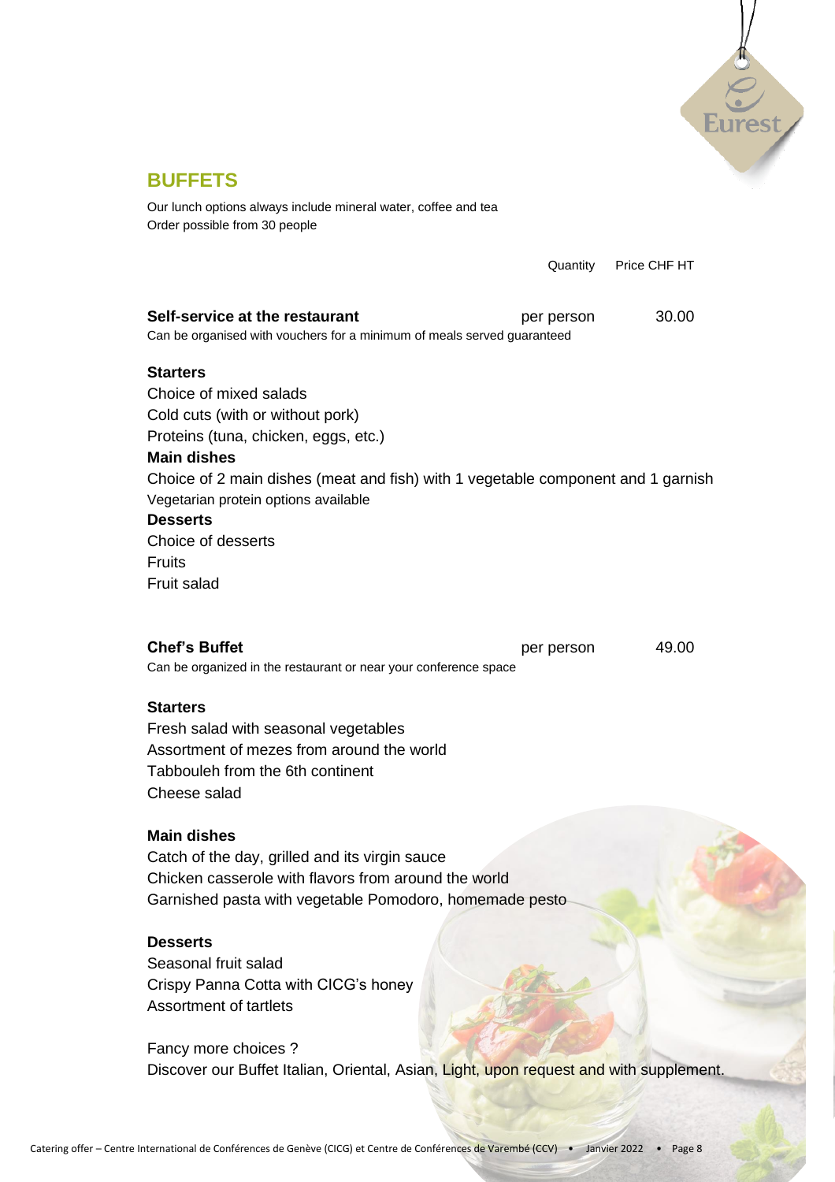## BUFFETS

Our lunch options always include mineral water, coffee and tea
Order possible from 30 people

| | Quantity | Price CHF HT |
|---|---|---|
| **Self-service at the restaurant** | per person | 30.00 |

Can be organised with vouchers for a minimum of meals served guaranteed

**Starters**
Choice of mixed salads
Cold cuts (with or without pork)
Proteins (tuna, chicken, eggs, etc.)
**Main dishes**
Choice of 2 main dishes (meat and fish) with 1 vegetable component and 1 garnish
Vegetarian protein options available
**Desserts**
Choice of desserts
Fruits
Fruit salad

| | Quantity | Price CHF HT |
|---|---|---|
| **Chef's Buffet** | per person | 49.00 |

Can be organized in the restaurant or near your conference space

**Starters**
Fresh salad with seasonal vegetables
Assortment of mezes from around the world
Tabbouleh from the 6th continent
Cheese salad

**Main dishes**
Catch of the day, grilled and its virgin sauce
Chicken casserole with flavors from around the world
Garnished pasta with vegetable Pomodoro, homemade pesto

**Desserts**
Seasonal fruit salad
Crispy Panna Cotta with CICG's honey
Assortment of tartlets

Fancy more choices ?
Discover our Buffet Italian, Oriental, Asian, Light, upon request and with supplement.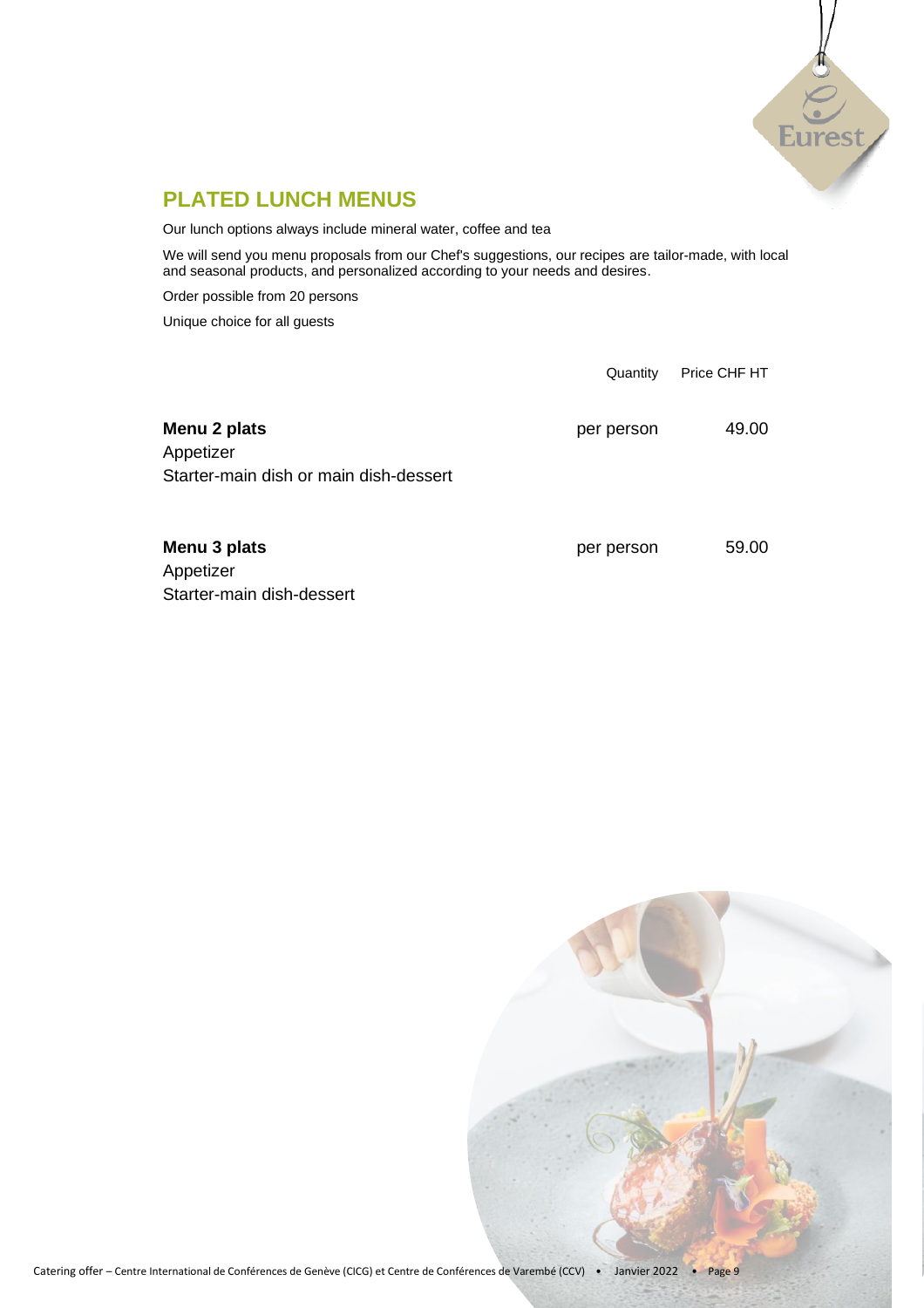## PLATED LUNCH MENUS

Our lunch options always include mineral water, coffee and tea

We will send you menu proposals from our Chef's suggestions, our recipes are tailor-made, with local and seasonal products, and personalized according to your needs and desires.

Order possible from 20 persons

Unique choice for all guests

| | Quantity | Price CHF HT |
|---|---|---|
| **Menu 2 plats**<br>Appetizer<br>Starter-main dish or main dish-dessert | per person | 49.00 |
| **Menu 3 plats**<br>Appetizer<br>Starter-main dish-dessert | per person | 59.00 |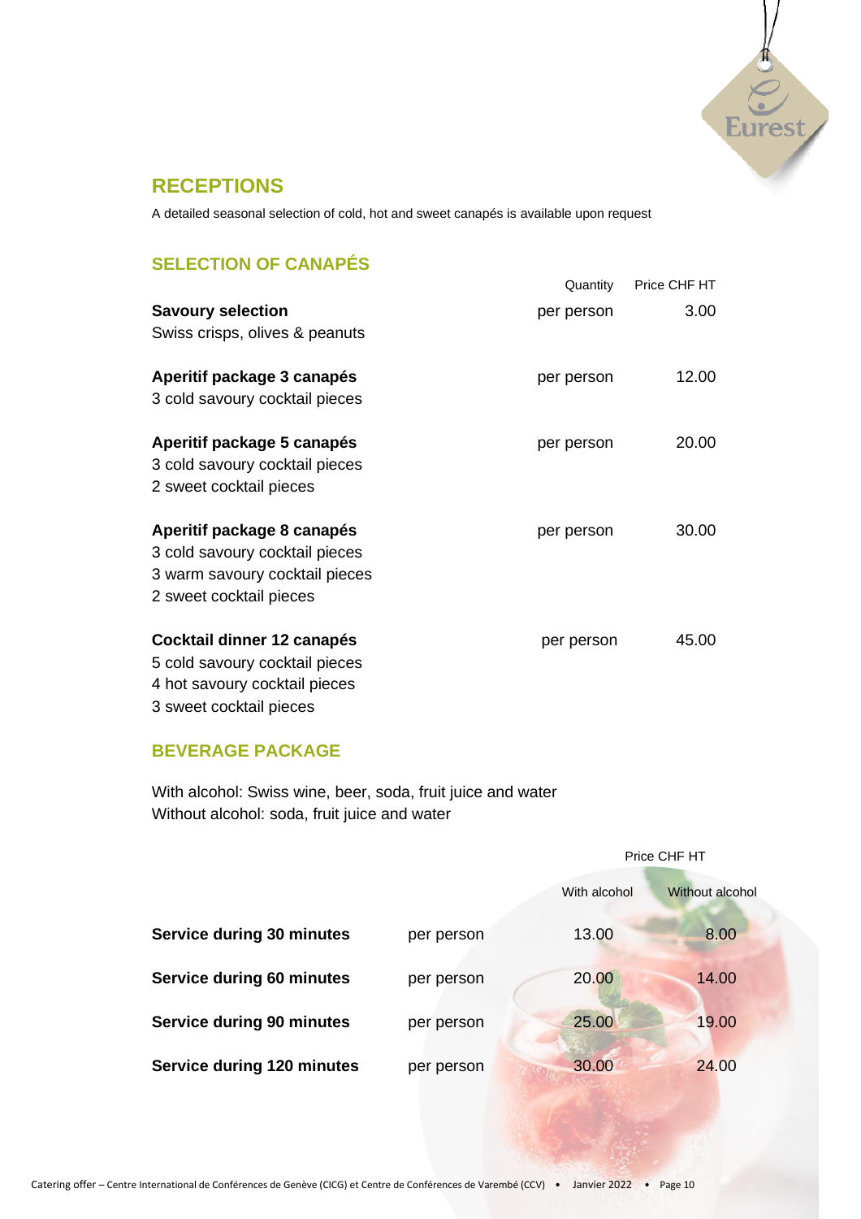## RECEPTIONS

A detailed seasonal selection of cold, hot and sweet canapés is available upon request

### SELECTION OF CANAPÉS

| | Quantity | Price CHF HT |
|---|---|---|
| **Savoury selection**<br>Swiss crisps, olives & peanuts | per person | 3.00 |
| **Aperitif package 3 canapés**<br>3 cold savoury cocktail pieces | per person | 12.00 |
| **Aperitif package 5 canapés**<br>3 cold savoury cocktail pieces<br>2 sweet cocktail pieces | per person | 20.00 |
| **Aperitif package 8 canapés**<br>3 cold savoury cocktail pieces<br>3 warm savoury cocktail pieces<br>2 sweet cocktail pieces | per person | 30.00 |
| **Cocktail dinner 12 canapés**<br>5 cold savoury cocktail pieces<br>4 hot savoury cocktail pieces<br>3 sweet cocktail pieces | per person | 45.00 |

### BEVERAGE PACKAGE

With alcohol: Swiss wine, beer, soda, fruit juice and water
Without alcohol: soda, fruit juice and water

| | | Price CHF HT | |
|---|---|---|---|
| | | With alcohol | Without alcohol |
| **Service during 30 minutes** | per person | 13.00 | 8.00 |
| **Service during 60 minutes** | per person | 20.00 | 14.00 |
| **Service during 90 minutes** | per person | 25.00 | 19.00 |
| **Service during 120 minutes** | per person | 30.00 | 24.00 |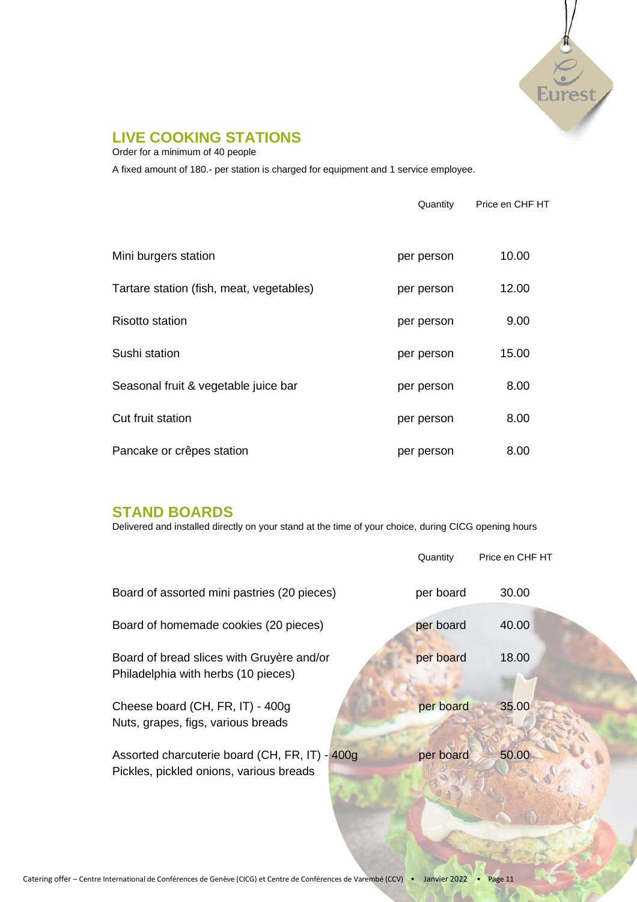## LIVE COOKING STATIONS

Order for a minimum of 40 people

A fixed amount of 180.- per station is charged for equipment and 1 service employee.

| | Quantity | Price en CHF HT |
|---|---|---|
| Mini burgers station | per person | 10.00 |
| Tartare station (fish, meat, vegetables) | per person | 12.00 |
| Risotto station | per person | 9.00 |
| Sushi station | per person | 15.00 |
| Seasonal fruit & vegetable juice bar | per person | 8.00 |
| Cut fruit station | per person | 8.00 |
| Pancake or crêpes station | per person | 8.00 |

## STAND BOARDS

Delivered and installed directly on your stand at the time of your choice, during CICG opening hours

| | Quantity | Price en CHF HT |
|---|---|---|
| Board of assorted mini pastries (20 pieces) | per board | 30.00 |
| Board of homemade cookies (20 pieces) | per board | 40.00 |
| Board of bread slices with Gruyère and/or Philadelphia with herbs (10 pieces) | per board | 18.00 |
| Cheese board (CH, FR, IT) - 400g<br>Nuts, grapes, figs, various breads | per board | 35.00 |
| Assorted charcuterie board (CH, FR, IT) - 400g<br>Pickles, pickled onions, various breads | per board | 50.00 |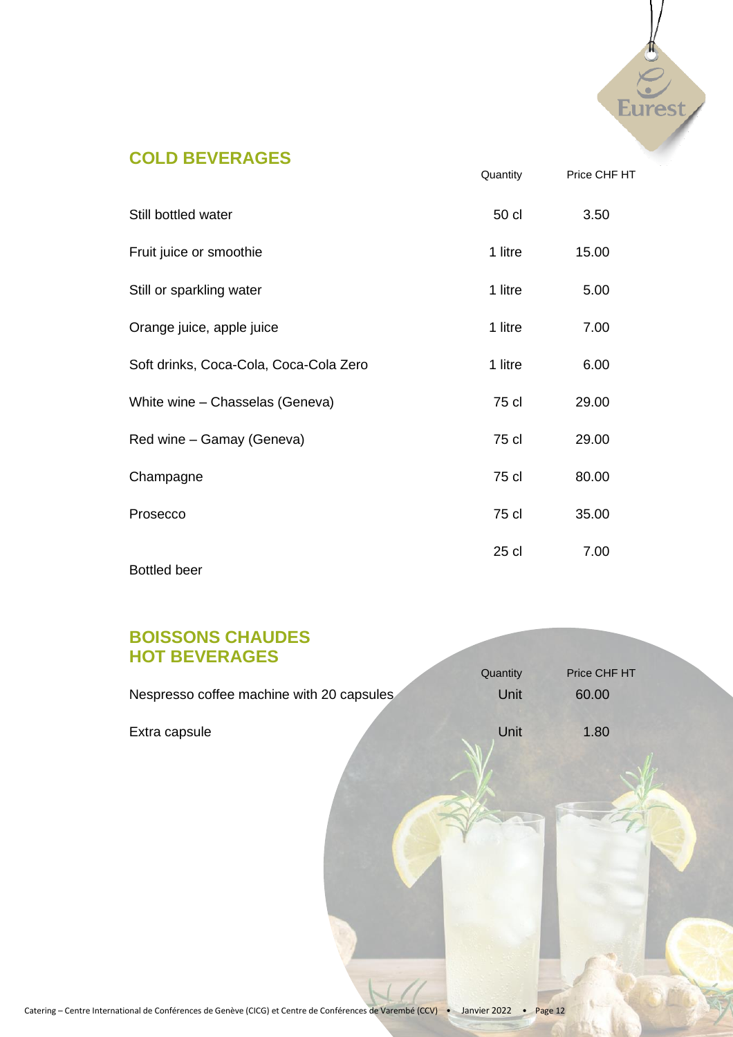## COLD BEVERAGES

| | Quantity | Price CHF HT |
|---|---|---|
| Still bottled water | 50 cl | 3.50 |
| Fruit juice or smoothie | 1 litre | 15.00 |
| Still or sparkling water | 1 litre | 5.00 |
| Orange juice, apple juice | 1 litre | 7.00 |
| Soft drinks, Coca-Cola, Coca-Cola Zero | 1 litre | 6.00 |
| White wine – Chasselas (Geneva) | 75 cl | 29.00 |
| Red wine – Gamay (Geneva) | 75 cl | 29.00 |
| Champagne | 75 cl | 80.00 |
| Prosecco | 75 cl | 35.00 |
| Bottled beer | 25 cl | 7.00 |

## BOISSONS CHAUDES
## HOT BEVERAGES

| | Quantity | Price CHF HT |
|---|---|---|
| Nespresso coffee machine with 20 capsules | Unit | 60.00 |
| Extra capsule | Unit | 1.80 |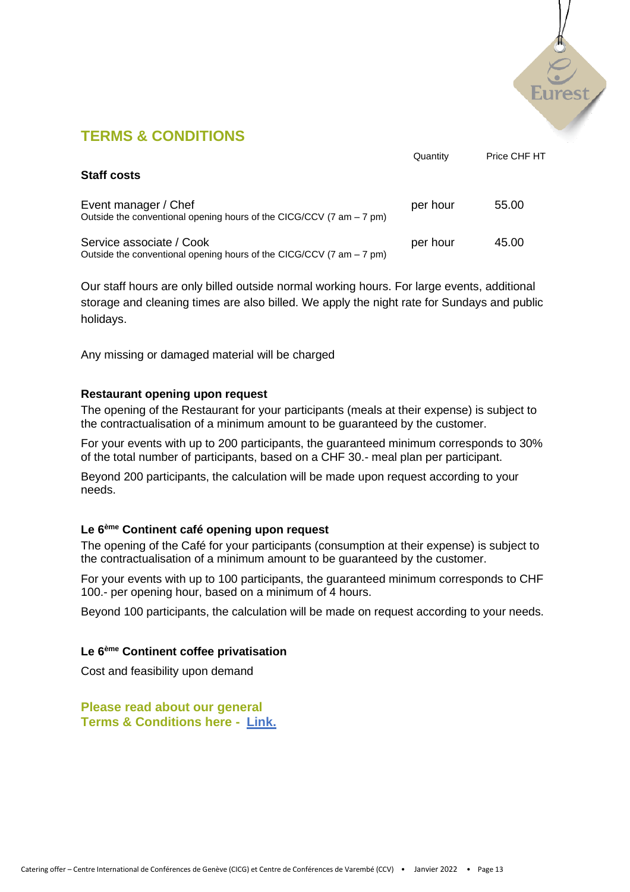## TERMS & CONDITIONS

| Staff costs | Quantity | Price CHF HT |
|---|---|---|
| Event manager / Chef<br>Outside the conventional opening hours of the CICG/CCV (7 am – 7 pm) | per hour | 55.00 |
| Service associate / Cook<br>Outside the conventional opening hours of the CICG/CCV (7 am – 7 pm) | per hour | 45.00 |

Our staff hours are only billed outside normal working hours. For large events, additional storage and cleaning times are also billed. We apply the night rate for Sundays and public holidays.

Any missing or damaged material will be charged

**Restaurant opening upon request**

The opening of the Restaurant for your participants (meals at their expense) is subject to the contractualisation of a minimum amount to be guaranteed by the customer.

For your events with up to 200 participants, the guaranteed minimum corresponds to 30% of the total number of participants, based on a CHF 30.- meal plan per participant.

Beyond 200 participants, the calculation will be made upon request according to your needs.

**Le 6ème Continent café opening upon request**

The opening of the Café for your participants (consumption at their expense) is subject to the contractualisation of a minimum amount to be guaranteed by the customer.

For your events with up to 100 participants, the guaranteed minimum corresponds to CHF 100.- per opening hour, based on a minimum of 4 hours.

Beyond 100 participants, the calculation will be made on request according to your needs.

**Le 6ème Continent coffee privatisation**

Cost and feasibility upon demand

**Please read about our general Terms & Conditions here - Link.**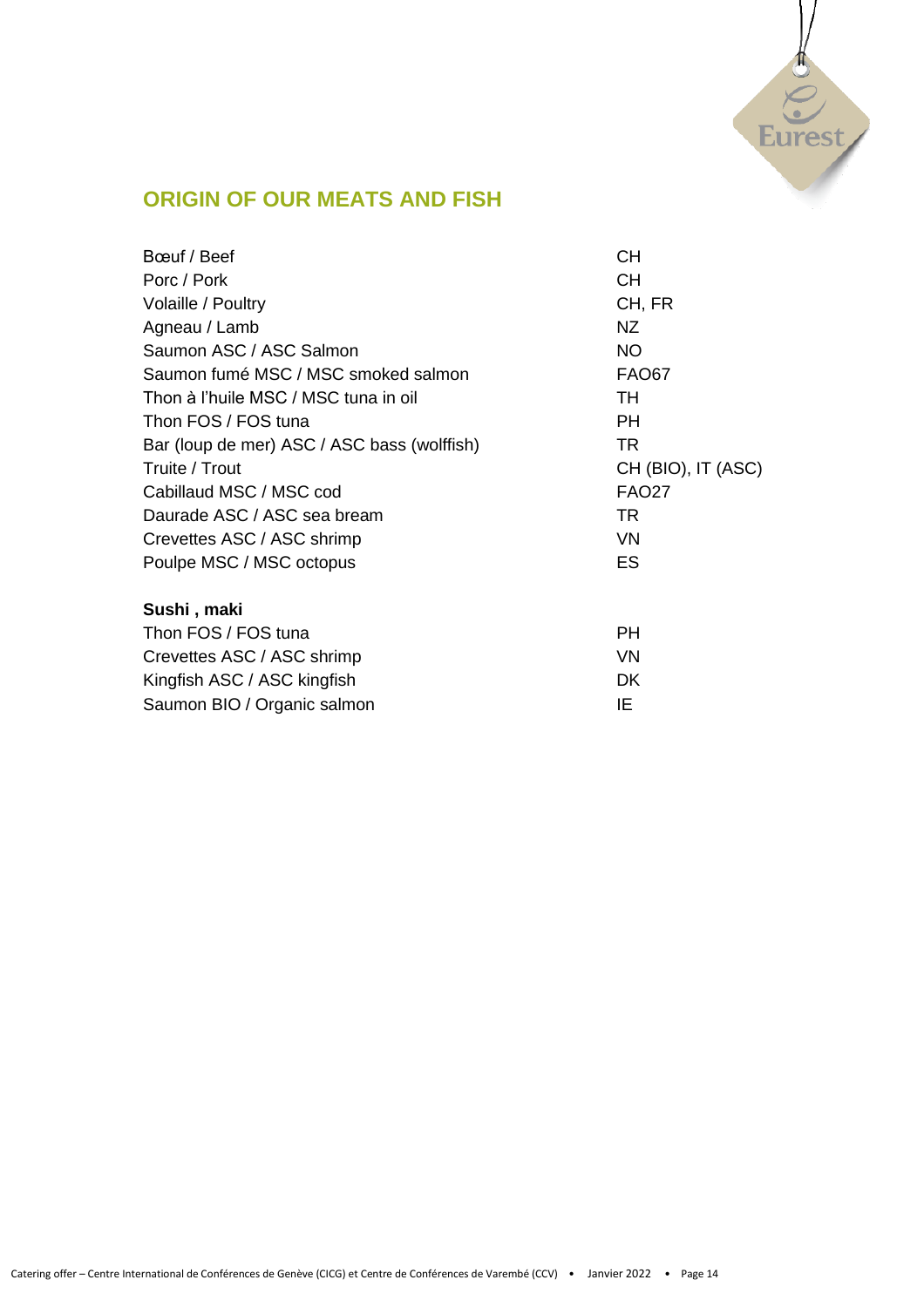## ORIGIN OF OUR MEATS AND FISH

| | |
|---|---|
| Bœuf / Beef | CH |
| Porc / Pork | CH |
| Volaille / Poultry | CH, FR |
| Agneau / Lamb | NZ |
| Saumon ASC / ASC Salmon | NO |
| Saumon fumé MSC / MSC smoked salmon | FAO67 |
| Thon à l'huile MSC / MSC tuna in oil | TH |
| Thon FOS / FOS tuna | PH |
| Bar (loup de mer) ASC / ASC bass (wolffish) | TR |
| Truite / Trout | CH (BIO), IT (ASC) |
| Cabillaud MSC / MSC cod | FAO27 |
| Daurade ASC / ASC sea bream | TR |
| Crevettes ASC / ASC shrimp | VN |
| Poulpe MSC / MSC octopus | ES |

**Sushi , maki**

| | |
|---|---|
| Thon FOS / FOS tuna | PH |
| Crevettes ASC / ASC shrimp | VN |
| Kingfish ASC / ASC kingfish | DK |
| Saumon BIO / Organic salmon | IE |